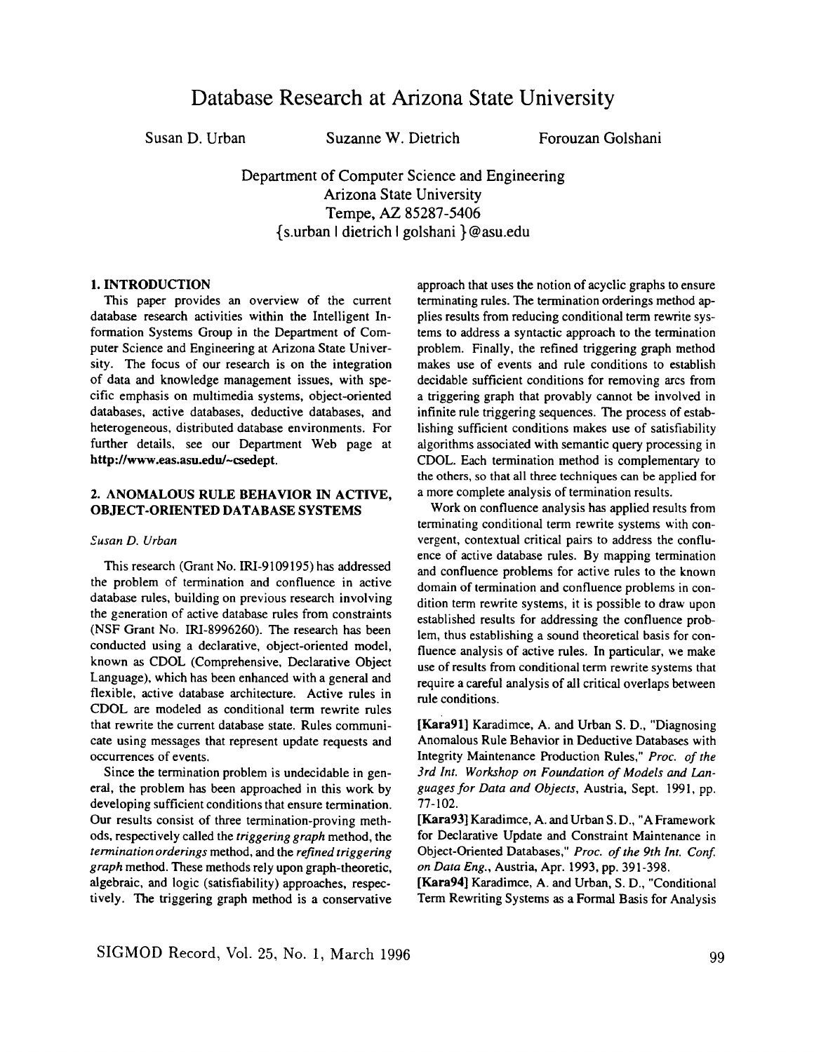# Database Research at Arizona State University

Susan D. Urban    Suzanne W. Dietrich    Forouzan Golshani

Department of Computer Science and Engineering
Arizona State University
Tempe, AZ 85287-5406
{s.urban | dietrich | golshani }@asu.edu

## 1. INTRODUCTION

This paper provides an overview of the current database research activities within the Intelligent Information Systems Group in the Department of Computer Science and Engineering at Arizona State University. The focus of our research is on the integration of data and knowledge management issues, with specific emphasis on multimedia systems, object-oriented databases, active databases, deductive databases, and heterogeneous, distributed database environments. For further details, see our Department Web page at **http://www.eas.asu.edu/~csedept**.

## 2. ANOMALOUS RULE BEHAVIOR IN ACTIVE, OBJECT-ORIENTED DATABASE SYSTEMS

*Susan D. Urban*

This research (Grant No. IRI-9109195) has addressed the problem of termination and confluence in active database rules, building on previous research involving the generation of active database rules from constraints (NSF Grant No. IRI-8996260). The research has been conducted using a declarative, object-oriented model, known as CDOL (Comprehensive, Declarative Object Language), which has been enhanced with a general and flexible, active database architecture. Active rules in CDOL are modeled as conditional term rewrite rules that rewrite the current database state. Rules communicate using messages that represent update requests and occurrences of events.

Since the termination problem is undecidable in general, the problem has been approached in this work by developing sufficient conditions that ensure termination. Our results consist of three termination-proving methods, respectively called the *triggering graph* method, the *termination orderings* method, and the *refined triggering graph* method. These methods rely upon graph-theoretic, algebraic, and logic (satisfiability) approaches, respectively. The triggering graph method is a conservative approach that uses the notion of acyclic graphs to ensure terminating rules. The termination orderings method applies results from reducing conditional term rewrite systems to address a syntactic approach to the termination problem. Finally, the refined triggering graph method makes use of events and rule conditions to establish decidable sufficient conditions for removing arcs from a triggering graph that provably cannot be involved in infinite rule triggering sequences. The process of establishing sufficient conditions makes use of satisfiability algorithms associated with semantic query processing in CDOL. Each termination method is complementary to the others, so that all three techniques can be applied for a more complete analysis of termination results.

Work on confluence analysis has applied results from terminating conditional term rewrite systems with convergent, contextual critical pairs to address the confluence of active database rules. By mapping termination and confluence problems for active rules to the known domain of termination and confluence problems in condition term rewrite systems, it is possible to draw upon established results for addressing the confluence problem, thus establishing a sound theoretical basis for confluence analysis of active rules. In particular, we make use of results from conditional term rewrite systems that require a careful analysis of all critical overlaps between rule conditions.

**[Kara91]** Karadimce, A. and Urban S. D., "Diagnosing Anomalous Rule Behavior in Deductive Databases with Integrity Maintenance Production Rules," *Proc. of the 3rd Int. Workshop on Foundation of Models and Languages for Data and Objects*, Austria, Sept. 1991, pp. 77-102.

**[Kara93]** Karadimce, A. and Urban S. D., "A Framework for Declarative Update and Constraint Maintenance in Object-Oriented Databases," *Proc. of the 9th Int. Conf. on Data Eng.*, Austria, Apr. 1993, pp. 391-398.

**[Kara94]** Karadimce, A. and Urban, S. D., "Conditional Term Rewriting Systems as a Formal Basis for Analysis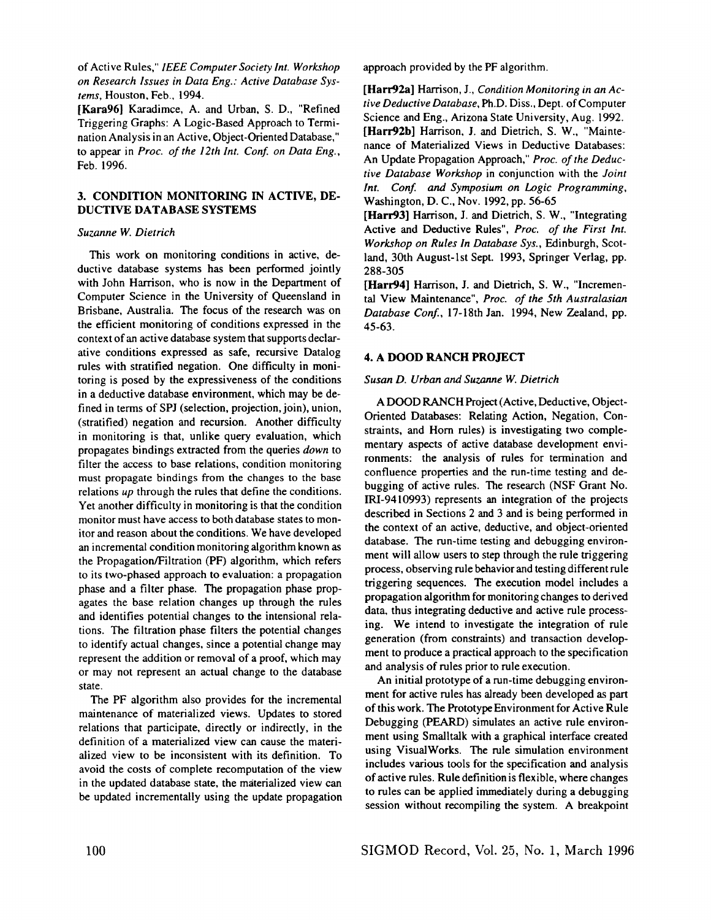of Active Rules," *IEEE Computer Society Int. Workshop on Research Issues in Data Eng.: Active Database Systems*, Houston, Feb., 1994.

**[Kara96]** Karadimce, A. and Urban, S. D., "Refined Triggering Graphs: A Logic-Based Approach to Termination Analysis in an Active, Object-Oriented Database," to appear in *Proc. of the 12th Int. Conf. on Data Eng.*, Feb. 1996.

## 3. CONDITION MONITORING IN ACTIVE, DEDUCTIVE DATABASE SYSTEMS

*Suzanne W. Dietrich*

This work on monitoring conditions in active, deductive database systems has been performed jointly with John Harrison, who is now in the Department of Computer Science in the University of Queensland in Brisbane, Australia. The focus of the research was on the efficient monitoring of conditions expressed in the context of an active database system that supports declarative conditions expressed as safe, recursive Datalog rules with stratified negation. One difficulty in monitoring is posed by the expressiveness of the conditions in a deductive database environment, which may be defined in terms of SPJ (selection, projection, join), union, (stratified) negation and recursion. Another difficulty in monitoring is that, unlike query evaluation, which propagates bindings extracted from the queries *down* to filter the access to base relations, condition monitoring must propagate bindings from the changes to the base relations *up* through the rules that define the conditions. Yet another difficulty in monitoring is that the condition monitor must have access to both database states to monitor and reason about the conditions. We have developed an incremental condition monitoring algorithm known as the Propagation/Filtration (PF) algorithm, which refers to its two-phased approach to evaluation: a propagation phase and a filter phase. The propagation phase propagates the base relation changes up through the rules and identifies potential changes to the intensional relations. The filtration phase filters the potential changes to identify actual changes, since a potential change may represent the addition or removal of a proof, which may or may not represent an actual change to the database state.

The PF algorithm also provides for the incremental maintenance of materialized views. Updates to stored relations that participate, directly or indirectly, in the definition of a materialized view can cause the materialized view to be inconsistent with its definition. To avoid the costs of complete recomputation of the view in the updated database state, the materialized view can be updated incrementally using the update propagation approach provided by the PF algorithm.

**[Harr92a]** Harrison, J., *Condition Monitoring in an Active Deductive Database*, Ph.D. Diss., Dept. of Computer Science and Eng., Arizona State University, Aug. 1992.

**[Harr92b]** Harrison, J. and Dietrich, S. W., "Maintenance of Materialized Views in Deductive Databases: An Update Propagation Approach," *Proc. of the Deductive Database Workshop* in conjunction with the *Joint Int. Conf. and Symposium on Logic Programming*, Washington, D. C., Nov. 1992, pp. 56-65

**[Harr93]** Harrison, J. and Dietrich, S. W., "Integrating Active and Deductive Rules", *Proc. of the First Int. Workshop on Rules In Database Sys.*, Edinburgh, Scotland, 30th August-1st Sept. 1993, Springer Verlag, pp. 288-305

**[Harr94]** Harrison, J. and Dietrich, S. W., "Incremental View Maintenance", *Proc. of the 5th Australasian Database Conf.*, 17-18th Jan. 1994, New Zealand, pp. 45-63.

## 4. A DOOD RANCH PROJECT

*Susan D. Urban and Suzanne W. Dietrich*

A DOOD RANCH Project (Active, Deductive, Object-Oriented Databases: Relating Action, Negation, Constraints, and Horn rules) is investigating two complementary aspects of active database development environments: the analysis of rules for termination and confluence properties and the run-time testing and debugging of active rules. The research (NSF Grant No. IRI-9410993) represents an integration of the projects described in Sections 2 and 3 and is being performed in the context of an active, deductive, and object-oriented database. The run-time testing and debugging environment will allow users to step through the rule triggering process, observing rule behavior and testing different rule triggering sequences. The execution model includes a propagation algorithm for monitoring changes to derived data, thus integrating deductive and active rule processing. We intend to investigate the integration of rule generation (from constraints) and transaction development to produce a practical approach to the specification and analysis of rules prior to rule execution.

An initial prototype of a run-time debugging environment for active rules has already been developed as part of this work. The Prototype Environment for Active Rule Debugging (PEARD) simulates an active rule environment using Smalltalk with a graphical interface created using VisualWorks. The rule simulation environment includes various tools for the specification and analysis of active rules. Rule definition is flexible, where changes to rules can be applied immediately during a debugging session without recompiling the system. A breakpoint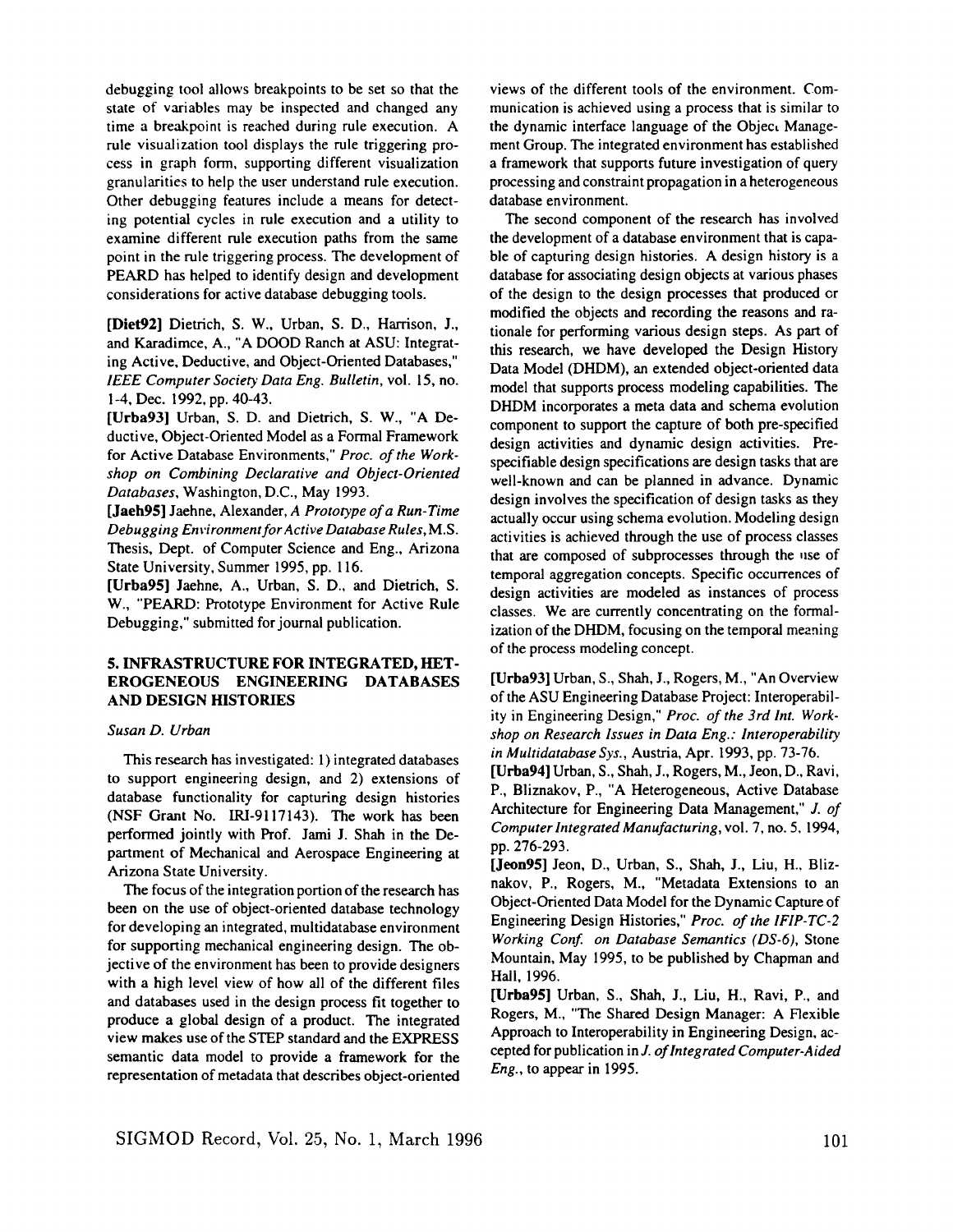debugging tool allows breakpoints to be set so that the state of variables may be inspected and changed any time a breakpoint is reached during rule execution. A rule visualization tool displays the rule triggering process in graph form, supporting different visualization granularities to help the user understand rule execution. Other debugging features include a means for detecting potential cycles in rule execution and a utility to examine different rule execution paths from the same point in the rule triggering process. The development of PEARD has helped to identify design and development considerations for active database debugging tools.

**[Diet92]** Dietrich, S. W., Urban, S. D., Harrison, J., and Karadimce, A., "A DOOD Ranch at ASU: Integrating Active, Deductive, and Object-Oriented Databases," *IEEE Computer Society Data Eng. Bulletin*, vol. 15, no. 1-4, Dec. 1992, pp. 40-43.

**[Urba93]** Urban, S. D. and Dietrich, S. W., "A Deductive, Object-Oriented Model as a Formal Framework for Active Database Environments," *Proc. of the Workshop on Combining Declarative and Object-Oriented Databases*, Washington, D.C., May 1993.

**[Jaeh95]** Jaehne, Alexander, *A Prototype of a Run-Time Debugging Environment for Active Database Rules*, M.S. Thesis, Dept. of Computer Science and Eng., Arizona State University, Summer 1995, pp. 116.

**[Urba95]** Jaehne, A., Urban, S. D., and Dietrich, S. W., "PEARD: Prototype Environment for Active Rule Debugging," submitted for journal publication.

## 5. INFRASTRUCTURE FOR INTEGRATED, HETEROGENEOUS ENGINEERING DATABASES AND DESIGN HISTORIES

*Susan D. Urban*

This research has investigated: 1) integrated databases to support engineering design, and 2) extensions of database functionality for capturing design histories (NSF Grant No. IRI-9117143). The work has been performed jointly with Prof. Jami J. Shah in the Department of Mechanical and Aerospace Engineering at Arizona State University.

The focus of the integration portion of the research has been on the use of object-oriented database technology for developing an integrated, multidatabase environment for supporting mechanical engineering design. The objective of the environment has been to provide designers with a high level view of how all of the different files and databases used in the design process fit together to produce a global design of a product. The integrated view makes use of the STEP standard and the EXPRESS semantic data model to provide a framework for the representation of metadata that describes object-oriented views of the different tools of the environment. Communication is achieved using a process that is similar to the dynamic interface language of the Object Management Group. The integrated environment has established a framework that supports future investigation of query processing and constraint propagation in a heterogeneous database environment.

The second component of the research has involved the development of a database environment that is capable of capturing design histories. A design history is a database for associating design objects at various phases of the design to the design processes that produced or modified the objects and recording the reasons and rationale for performing various design steps. As part of this research, we have developed the Design History Data Model (DHDM), an extended object-oriented data model that supports process modeling capabilities. The DHDM incorporates a meta data and schema evolution component to support the capture of both pre-specified design activities and dynamic design activities. Pre-specifiable design specifications are design tasks that are well-known and can be planned in advance. Dynamic design involves the specification of design tasks as they actually occur using schema evolution. Modeling design activities is achieved through the use of process classes that are composed of subprocesses through the use of temporal aggregation concepts. Specific occurrences of design activities are modeled as instances of process classes. We are currently concentrating on the formalization of the DHDM, focusing on the temporal meaning of the process modeling concept.

**[Urba93]** Urban, S., Shah, J., Rogers, M., "An Overview of the ASU Engineering Database Project: Interoperability in Engineering Design," *Proc. of the 3rd Int. Workshop on Research Issues in Data Eng.: Interoperability in Multidatabase Sys.*, Austria, Apr. 1993, pp. 73-76.

**[Urba94]** Urban, S., Shah, J., Rogers, M., Jeon, D., Ravi, P., Bliznakov, P., "A Heterogeneous, Active Database Architecture for Engineering Data Management," *J. of Computer Integrated Manufacturing*, vol. 7, no. 5, 1994, pp. 276-293.

**[Jeon95]** Jeon, D., Urban, S., Shah, J., Liu, H., Bliznakov, P., Rogers, M., "Metadata Extensions to an Object-Oriented Data Model for the Dynamic Capture of Engineering Design Histories," *Proc. of the IFIP-TC-2 Working Conf. on Database Semantics (DS-6)*, Stone Mountain, May 1995, to be published by Chapman and Hall, 1996.

**[Urba95]** Urban, S., Shah, J., Liu, H., Ravi, P., and Rogers, M., "The Shared Design Manager: A Flexible Approach to Interoperability in Engineering Design, accepted for publication in *J. of Integrated Computer-Aided Eng.*, to appear in 1995.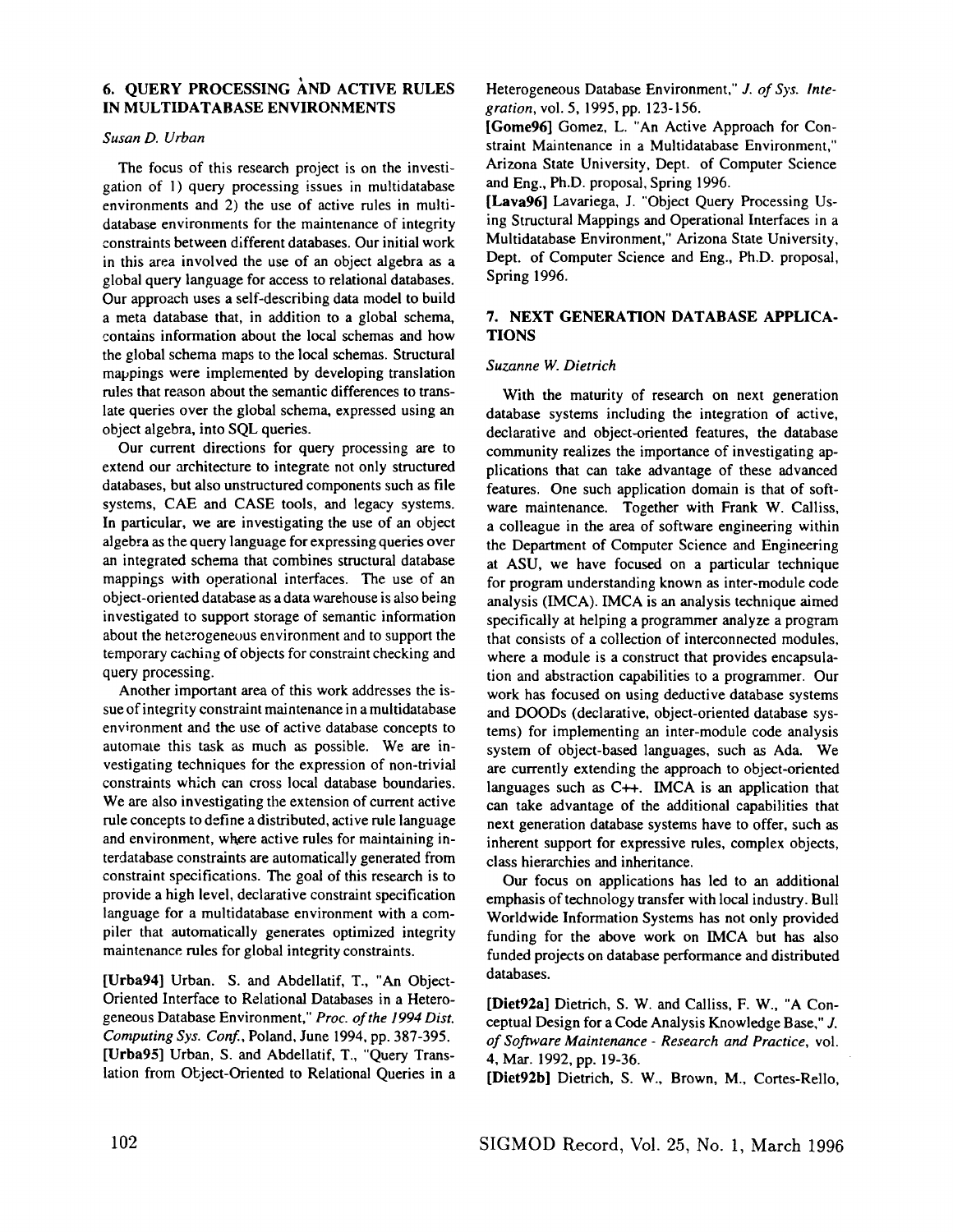## 6. QUERY PROCESSING AND ACTIVE RULES IN MULTIDATABASE ENVIRONMENTS

*Susan D. Urban*

The focus of this research project is on the investigation of 1) query processing issues in multidatabase environments and 2) the use of active rules in multidatabase environments for the maintenance of integrity constraints between different databases. Our initial work in this area involved the use of an object algebra as a global query language for access to relational databases. Our approach uses a self-describing data model to build a meta database that, in addition to a global schema, contains information about the local schemas and how the global schema maps to the local schemas. Structural mappings were implemented by developing translation rules that reason about the semantic differences to translate queries over the global schema, expressed using an object algebra, into SQL queries.

Our current directions for query processing are to extend our architecture to integrate not only structured databases, but also unstructured components such as file systems, CAE and CASE tools, and legacy systems. In particular, we are investigating the use of an object algebra as the query language for expressing queries over an integrated schema that combines structural database mappings with operational interfaces. The use of an object-oriented database as a data warehouse is also being investigated to support storage of semantic information about the heterogeneous environment and to support the temporary caching of objects for constraint checking and query processing.

Another important area of this work addresses the issue of integrity constraint maintenance in a multidatabase environment and the use of active database concepts to automate this task as much as possible. We are investigating techniques for the expression of non-trivial constraints which can cross local database boundaries. We are also investigating the extension of current active rule concepts to define a distributed, active rule language and environment, where active rules for maintaining interdatabase constraints are automatically generated from constraint specifications. The goal of this research is to provide a high level, declarative constraint specification language for a multidatabase environment with a compiler that automatically generates optimized integrity maintenance rules for global integrity constraints.

**[Urba94]** Urban. S. and Abdellatif, T., "An Object-Oriented Interface to Relational Databases in a Heterogeneous Database Environment," *Proc. of the 1994 Dist. Computing Sys. Conf.*, Poland, June 1994, pp. 387-395.

**[Urba95]** Urban, S. and Abdellatif, T., "Query Translation from Object-Oriented to Relational Queries in a Heterogeneous Database Environment," *J. of Sys. Integration*, vol. 5, 1995, pp. 123-156.

**[Gome96]** Gomez, L. "An Active Approach for Constraint Maintenance in a Multidatabase Environment," Arizona State University, Dept. of Computer Science and Eng., Ph.D. proposal, Spring 1996.

**[Lava96]** Lavariega, J. "Object Query Processing Using Structural Mappings and Operational Interfaces in a Multidatabase Environment," Arizona State University, Dept. of Computer Science and Eng., Ph.D. proposal, Spring 1996.

## 7. NEXT GENERATION DATABASE APPLICATIONS

*Suzanne W. Dietrich*

With the maturity of research on next generation database systems including the integration of active, declarative and object-oriented features, the database community realizes the importance of investigating applications that can take advantage of these advanced features. One such application domain is that of software maintenance. Together with Frank W. Calliss, a colleague in the area of software engineering within the Department of Computer Science and Engineering at ASU, we have focused on a particular technique for program understanding known as inter-module code analysis (IMCA). IMCA is an analysis technique aimed specifically at helping a programmer analyze a program that consists of a collection of interconnected modules, where a module is a construct that provides encapsulation and abstraction capabilities to a programmer. Our work has focused on using deductive database systems and DOODs (declarative, object-oriented database systems) for implementing an inter-module code analysis system of object-based languages, such as Ada. We are currently extending the approach to object-oriented languages such as C++. IMCA is an application that can take advantage of the additional capabilities that next generation database systems have to offer, such as inherent support for expressive rules, complex objects, class hierarchies and inheritance.

Our focus on applications has led to an additional emphasis of technology transfer with local industry. Bull Worldwide Information Systems has not only provided funding for the above work on IMCA but has also funded projects on database performance and distributed databases.

**[Diet92a]** Dietrich, S. W. and Calliss, F. W., "A Conceptual Design for a Code Analysis Knowledge Base," *J. of Software Maintenance - Research and Practice*, vol. 4, Mar. 1992, pp. 19-36.

**[Diet92b]** Dietrich, S. W., Brown, M., Cortes-Rello,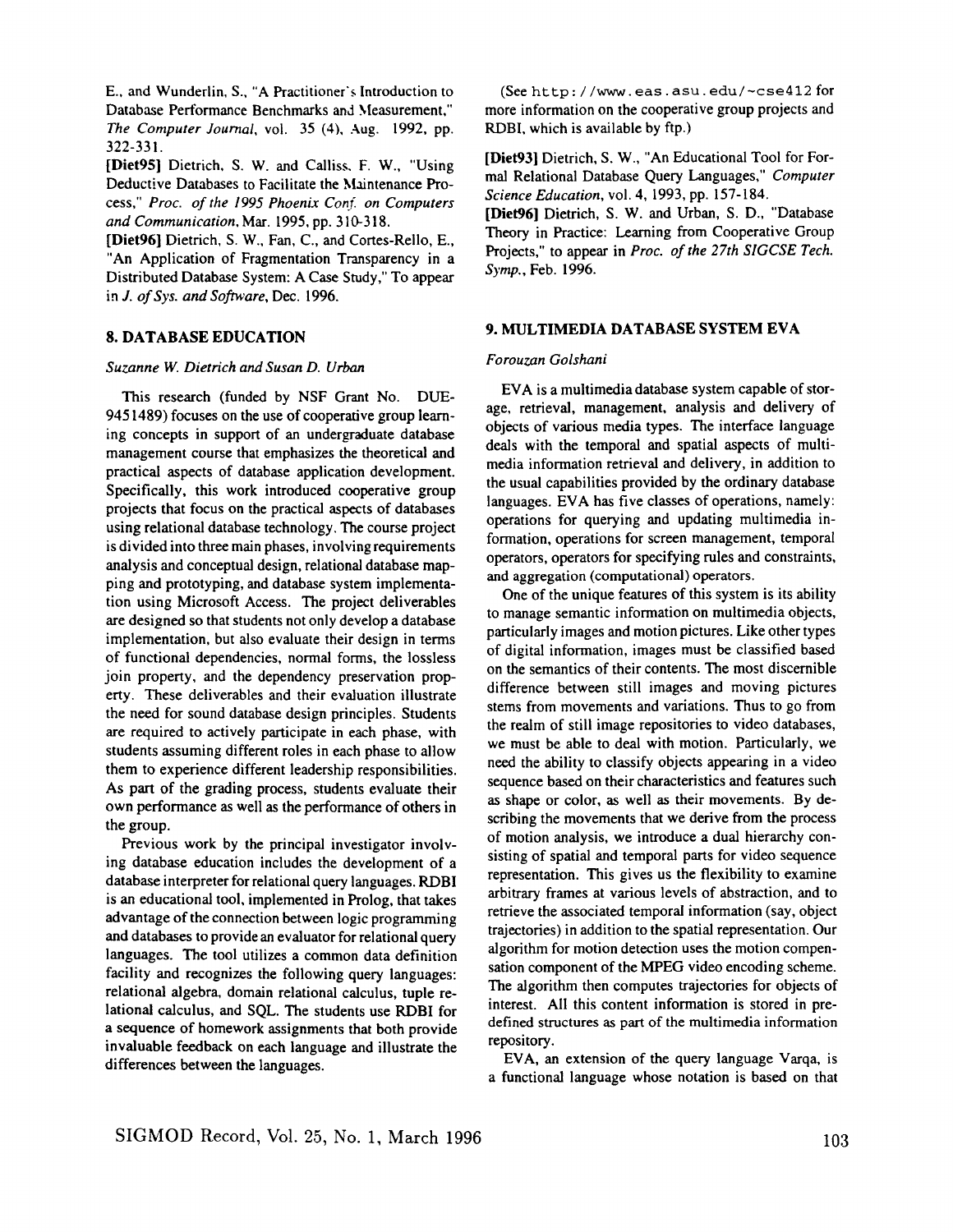E., and Wunderlin, S., "A Practitioner's Introduction to Database Performance Benchmarks and Measurement," *The Computer Journal*, vol. 35 (4), Aug. 1992, pp. 322-331.

**[Diet95]** Dietrich, S. W. and Calliss, F. W., "Using Deductive Databases to Facilitate the Maintenance Process," *Proc. of the 1995 Phoenix Conf. on Computers and Communication*, Mar. 1995, pp. 310-318.

**[Diet96]** Dietrich, S. W., Fan, C., and Cortes-Rello, E., "An Application of Fragmentation Transparency in a Distributed Database System: A Case Study," To appear in *J. of Sys. and Software*, Dec. 1996.

## 8. DATABASE EDUCATION

*Suzanne W. Dietrich and Susan D. Urban*

This research (funded by NSF Grant No. DUE-9451489) focuses on the use of cooperative group learning concepts in support of an undergraduate database management course that emphasizes the theoretical and practical aspects of database application development. Specifically, this work introduced cooperative group projects that focus on the practical aspects of databases using relational database technology. The course project is divided into three main phases, involving requirements analysis and conceptual design, relational database mapping and prototyping, and database system implementation using Microsoft Access. The project deliverables are designed so that students not only develop a database implementation, but also evaluate their design in terms of functional dependencies, normal forms, the lossless join property, and the dependency preservation property. These deliverables and their evaluation illustrate the need for sound database design principles. Students are required to actively participate in each phase, with students assuming different roles in each phase to allow them to experience different leadership responsibilities. As part of the grading process, students evaluate their own performance as well as the performance of others in the group.

Previous work by the principal investigator involving database education includes the development of a database interpreter for relational query languages. RDBI is an educational tool, implemented in Prolog, that takes advantage of the connection between logic programming and databases to provide an evaluator for relational query languages. The tool utilizes a common data definition facility and recognizes the following query languages: relational algebra, domain relational calculus, tuple relational calculus, and SQL. The students use RDBI for a sequence of homework assignments that both provide invaluable feedback on each language and illustrate the differences between the languages.

(See `http://www.eas.asu.edu/~cse412` for more information on the cooperative group projects and RDBI, which is available by ftp.)

**[Diet93]** Dietrich, S. W., "An Educational Tool for Formal Relational Database Query Languages," *Computer Science Education*, vol. 4, 1993, pp. 157-184.

**[Diet96]** Dietrich, S. W. and Urban, S. D., "Database Theory in Practice: Learning from Cooperative Group Projects," to appear in *Proc. of the 27th SIGCSE Tech. Symp.*, Feb. 1996.

## 9. MULTIMEDIA DATABASE SYSTEM EVA

*Forouzan Golshani*

EVA is a multimedia database system capable of storage, retrieval, management, analysis and delivery of objects of various media types. The interface language deals with the temporal and spatial aspects of multimedia information retrieval and delivery, in addition to the usual capabilities provided by the ordinary database languages. EVA has five classes of operations, namely: operations for querying and updating multimedia information, operations for screen management, temporal operators, operators for specifying rules and constraints, and aggregation (computational) operators.

One of the unique features of this system is its ability to manage semantic information on multimedia objects, particularly images and motion pictures. Like other types of digital information, images must be classified based on the semantics of their contents. The most discernible difference between still images and moving pictures stems from movements and variations. Thus to go from the realm of still image repositories to video databases, we must be able to deal with motion. Particularly, we need the ability to classify objects appearing in a video sequence based on their characteristics and features such as shape or color, as well as their movements. By describing the movements that we derive from the process of motion analysis, we introduce a dual hierarchy consisting of spatial and temporal parts for video sequence representation. This gives us the flexibility to examine arbitrary frames at various levels of abstraction, and to retrieve the associated temporal information (say, object trajectories) in addition to the spatial representation. Our algorithm for motion detection uses the motion compensation component of the MPEG video encoding scheme. The algorithm then computes trajectories for objects of interest. All this content information is stored in predefined structures as part of the multimedia information repository.

EVA, an extension of the query language Varqa, is a functional language whose notation is based on that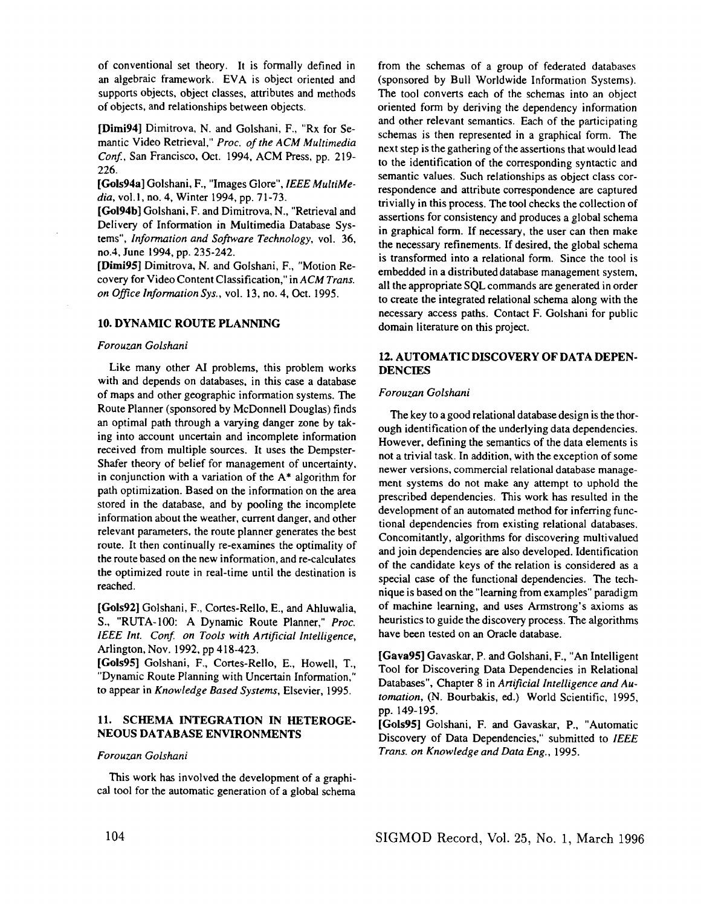of conventional set theory. It is formally defined in an algebraic framework. EVA is object oriented and supports objects, object classes, attributes and methods of objects, and relationships between objects.

**[Dimi94]** Dimitrova, N. and Golshani, F., "Rx for Semantic Video Retrieval," *Proc. of the ACM Multimedia Conf.*, San Francisco, Oct. 1994, ACM Press, pp. 219-226.

**[Gols94a]** Golshani, F., "Images Glore", *IEEE MultiMedia*, vol.1, no. 4, Winter 1994, pp. 71-73.

**[Gol94b]** Golshani, F. and Dimitrova, N., "Retrieval and Delivery of Information in Multimedia Database Systems", *Information and Software Technology*, vol. 36, no.4, June 1994, pp. 235-242.

**[Dimi95]** Dimitrova, N. and Golshani, F., "Motion Recovery for Video Content Classification," in *ACM Trans. on Office Information Sys.*, vol. 13, no. 4, Oct. 1995.

## 10. DYNAMIC ROUTE PLANNING

*Forouzan Golshani*

Like many other AI problems, this problem works with and depends on databases, in this case a database of maps and other geographic information systems. The Route Planner (sponsored by McDonnell Douglas) finds an optimal path through a varying danger zone by taking into account uncertain and incomplete information received from multiple sources. It uses the Dempster-Shafer theory of belief for management of uncertainty, in conjunction with a variation of the A* algorithm for path optimization. Based on the information on the area stored in the database, and by pooling the incomplete information about the weather, current danger, and other relevant parameters, the route planner generates the best route. It then continually re-examines the optimality of the route based on the new information, and re-calculates the optimized route in real-time until the destination is reached.

**[Gols92]** Golshani, F., Cortes-Rello, E., and Ahluwalia, S., "RUTA-100: A Dynamic Route Planner," *Proc. IEEE Int. Conf. on Tools with Artificial Intelligence*, Arlington, Nov. 1992, pp 418-423.

**[Gols95]** Golshani, F., Cortes-Rello, E., Howell, T., "Dynamic Route Planning with Uncertain Information," to appear in *Knowledge Based Systems*, Elsevier, 1995.

## 11. SCHEMA INTEGRATION IN HETEROGENEOUS DATABASE ENVIRONMENTS

*Forouzan Golshani*

This work has involved the development of a graphical tool for the automatic generation of a global schema from the schemas of a group of federated databases (sponsored by Bull Worldwide Information Systems). The tool converts each of the schemas into an object oriented form by deriving the dependency information and other relevant semantics. Each of the participating schemas is then represented in a graphical form. The next step is the gathering of the assertions that would lead to the identification of the corresponding syntactic and semantic values. Such relationships as object class correspondence and attribute correspondence are captured trivially in this process. The tool checks the collection of assertions for consistency and produces a global schema in graphical form. If necessary, the user can then make the necessary refinements. If desired, the global schema is transformed into a relational form. Since the tool is embedded in a distributed database management system, all the appropriate SQL commands are generated in order to create the integrated relational schema along with the necessary access paths. Contact F. Golshani for public domain literature on this project.

## 12. AUTOMATIC DISCOVERY OF DATA DEPENDENCIES

*Forouzan Golshani*

The key to a good relational database design is the thorough identification of the underlying data dependencies. However, defining the semantics of the data elements is not a trivial task. In addition, with the exception of some newer versions, commercial relational database management systems do not make any attempt to uphold the prescribed dependencies. This work has resulted in the development of an automated method for inferring functional dependencies from existing relational databases. Concomitantly, algorithms for discovering multivalued and join dependencies are also developed. Identification of the candidate keys of the relation is considered as a special case of the functional dependencies. The technique is based on the "learning from examples" paradigm of machine learning, and uses Armstrong's axioms as heuristics to guide the discovery process. The algorithms have been tested on an Oracle database.

**[Gava95]** Gavaskar, P. and Golshani, F., "An Intelligent Tool for Discovering Data Dependencies in Relational Databases", Chapter 8 in *Artificial Intelligence and Automation*, (N. Bourbakis, ed.) World Scientific, 1995, pp. 149-195.

**[Gols95]** Golshani, F. and Gavaskar, P., "Automatic Discovery of Data Dependencies," submitted to *IEEE Trans. on Knowledge and Data Eng.*, 1995.